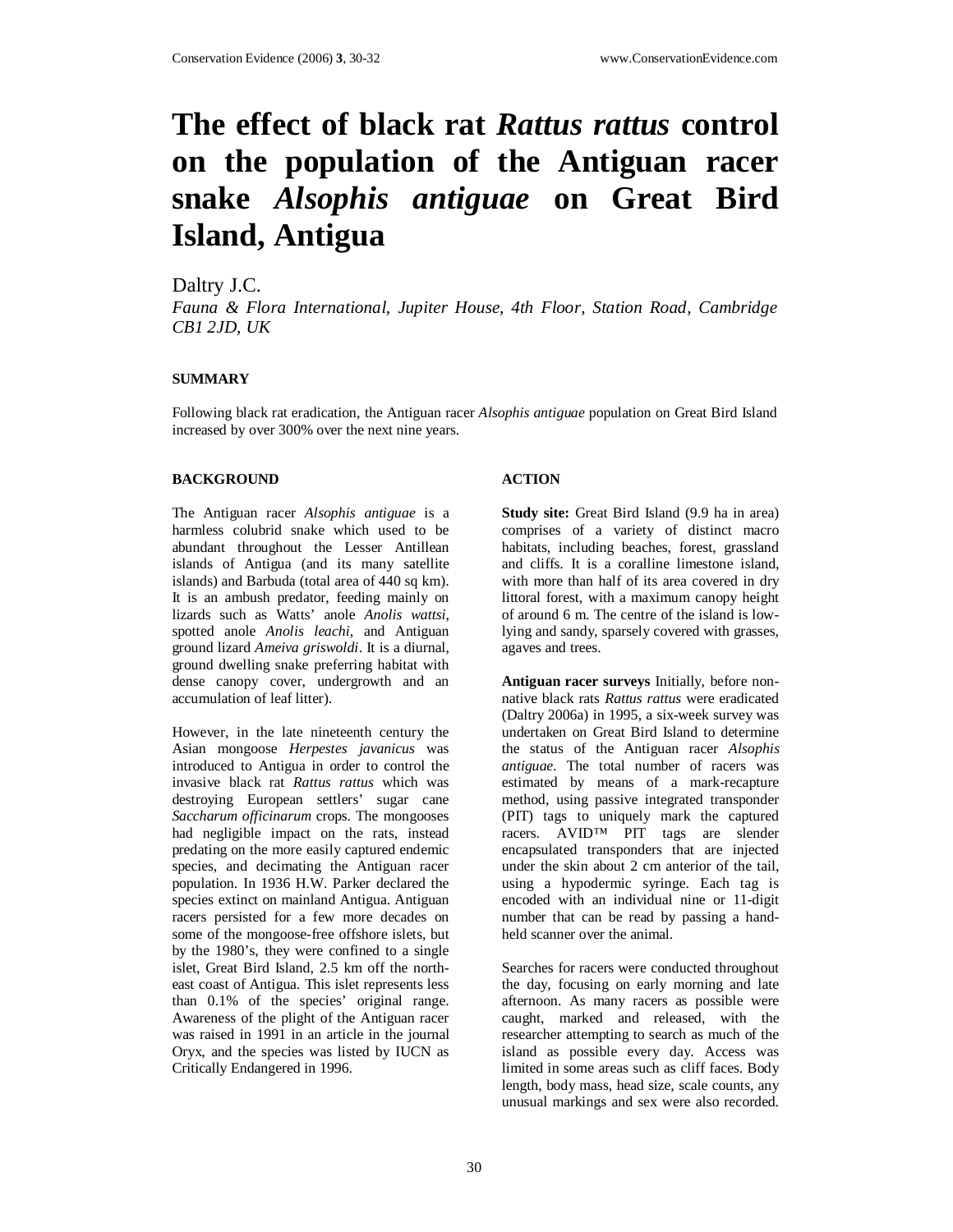# The effect of black rat *Rattus rattus* control on the population of the Antiguan racer snake *Alsophis antiguae* on Great Bird Island, Antigua

Daltry J.C.

*Fauna & Flora International, Jupiter House, 4th Floor, Station Road, Cambridge CB1 2JD, UK*

## SUMMARY

Following black rat eradication, the Antiguan racer *Alsophis antiguae* population on Great Bird Island increased by over 300% over the next nine years.

## BACKGROUND

The Antiguan racer *Alsophis antiguae* is a harmless colubrid snake which used to be abundant throughout the Lesser Antillean islands of Antigua (and its many satellite islands) and Barbuda (total area of 440 sq km). It is an ambush predator, feeding mainly on lizards such as Watts' anole *Anolis wattsi*, spotted anole *Anolis leachi*, and Antiguan ground lizard *Ameiva griswoldi*. It is a diurnal, ground dwelling snake preferring habitat with dense canopy cover, undergrowth and an accumulation of leaf litter).

However, in the late nineteenth century the Asian mongoose *Herpestes javanicus* was introduced to Antigua in order to control the invasive black rat *Rattus rattus* which was destroying European settlers' sugar cane *Saccharum officinarum* crops. The mongooses had negligible impact on the rats, instead predating on the more easily captured endemic species, and decimating the Antiguan racer population. In 1936 H.W. Parker declared the species extinct on mainland Antigua. Antiguan racers persisted for a few more decades on some of the mongoose-free offshore islets, but by the 1980's, they were confined to a single islet, Great Bird Island, 2.5 km off the north-east coast of Antigua. This islet represents less than 0.1% of the species' original range. Awareness of the plight of the Antiguan racer was raised in 1991 in an article in the journal Oryx, and the species was listed by IUCN as Critically Endangered in 1996.

## ACTION

**Study site:** Great Bird Island (9.9 ha in area) comprises of a variety of distinct macro habitats, including beaches, forest, grassland and cliffs. It is a coralline limestone island, with more than half of its area covered in dry littoral forest, with a maximum canopy height of around 6 m. The centre of the island is low-lying and sandy, sparsely covered with grasses, agaves and trees.

**Antiguan racer surveys** Initially, before non-native black rats *Rattus rattus* were eradicated (Daltry 2006a) in 1995, a six-week survey was undertaken on Great Bird Island to determine the status of the Antiguan racer *Alsophis antiguae*. The total number of racers was estimated by means of a mark-recapture method, using passive integrated transponder (PIT) tags to uniquely mark the captured racers. AVID™ PIT tags are slender encapsulated transponders that are injected under the skin about 2 cm anterior of the tail, using a hypodermic syringe. Each tag is encoded with an individual nine or 11-digit number that can be read by passing a hand-held scanner over the animal.

Searches for racers were conducted throughout the day, focusing on early morning and late afternoon. As many racers as possible were caught, marked and released, with the researcher attempting to search as much of the island as possible every day. Access was limited in some areas such as cliff faces. Body length, body mass, head size, scale counts, any unusual markings and sex were also recorded.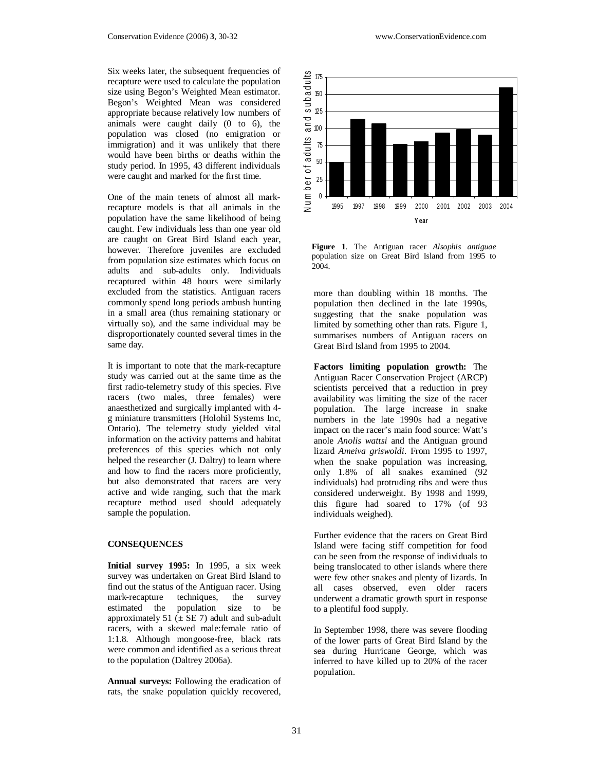Six weeks later, the subsequent frequencies of recapture were used to calculate the population size using Begon's Weighted Mean estimator. Begon's Weighted Mean was considered appropriate because relatively low numbers of animals were caught daily (0 to 6), the population was closed (no emigration or immigration) and it was unlikely that there would have been births or deaths within the study period. In 1995, 43 different individuals were caught and marked for the first time.

One of the main tenets of almost all mark-recapture models is that all animals in the population have the same likelihood of being caught. Few individuals less than one year old are caught on Great Bird Island each year, however. Therefore juveniles are excluded from population size estimates which focus on adults and sub-adults only. Individuals recaptured within 48 hours were similarly excluded from the statistics. Antiguan racers commonly spend long periods ambush hunting in a small area (thus remaining stationary or virtually so), and the same individual may be disproportionately counted several times in the same day.

It is important to note that the mark-recapture study was carried out at the same time as the first radio-telemetry study of this species. Five racers (two males, three females) were anaesthetized and surgically implanted with 4-g miniature transmitters (Holohil Systems Inc, Ontario). The telemetry study yielded vital information on the activity patterns and habitat preferences of this species which not only helped the researcher (J. Daltry) to learn where and how to find the racers more proficiently, but also demonstrated that racers are very active and wide ranging, such that the mark recapture method used should adequately sample the population.

## CONSEQUENCES

**Initial survey 1995:** In 1995, a six week survey was undertaken on Great Bird Island to find out the status of the Antiguan racer. Using mark-recapture techniques, the survey estimated the population size to be approximately 51 (± SE 7) adult and sub-adult racers, with a skewed male:female ratio of 1:1.8. Although mongoose-free, black rats were common and identified as a serious threat to the population (Daltrey 2006a).

**Annual surveys:** Following the eradication of rats, the snake population quickly recovered, more than doubling within 18 months. The population then declined in the late 1990s, suggesting that the snake population was limited by something other than rats. Figure 1, summarises numbers of Antiguan racers on Great Bird Island from 1995 to 2004.

**Figure 1**. The Antiguan racer *Alsophis antiguae* population size on Great Bird Island from 1995 to 2004.

**Factors limiting population growth:** The Antiguan Racer Conservation Project (ARCP) scientists perceived that a reduction in prey availability was limiting the size of the racer population. The large increase in snake numbers in the late 1990s had a negative impact on the racer's main food source: Watt's anole *Anolis wattsi* and the Antiguan ground lizard *Ameiva griswoldi*. From 1995 to 1997, when the snake population was increasing, only 1.8% of all snakes examined (92 individuals) had protruding ribs and were thus considered underweight. By 1998 and 1999, this figure had soared to 17% (of 93 individuals weighed).

Further evidence that the racers on Great Bird Island were facing stiff competition for food can be seen from the response of individuals to being translocated to other islands where there were few other snakes and plenty of lizards. In all cases observed, even older racers underwent a dramatic growth spurt in response to a plentiful food supply.

In September 1998, there was severe flooding of the lower parts of Great Bird Island by the sea during Hurricane George, which was inferred to have killed up to 20% of the racer population.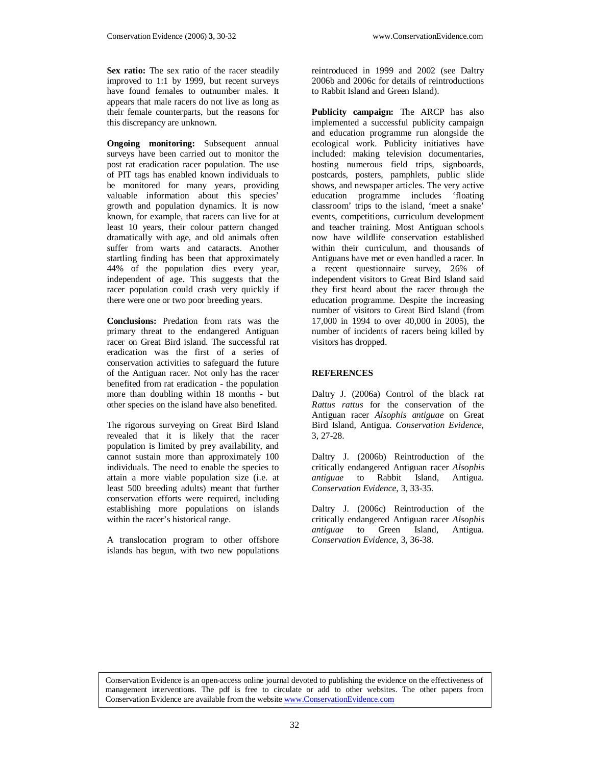**Sex ratio:** The sex ratio of the racer steadily improved to 1:1 by 1999, but recent surveys have found females to outnumber males. It appears that male racers do not live as long as their female counterparts, but the reasons for this discrepancy are unknown.

**Ongoing monitoring:** Subsequent annual surveys have been carried out to monitor the post rat eradication racer population. The use of PIT tags has enabled known individuals to be monitored for many years, providing valuable information about this species' growth and population dynamics. It is now known, for example, that racers can live for at least 10 years, their colour pattern changed dramatically with age, and old animals often suffer from warts and cataracts. Another startling finding has been that approximately 44% of the population dies every year, independent of age. This suggests that the racer population could crash very quickly if there were one or two poor breeding years.

**Conclusions:** Predation from rats was the primary threat to the endangered Antiguan racer on Great Bird island. The successful rat eradication was the first of a series of conservation activities to safeguard the future of the Antiguan racer. Not only has the racer benefited from rat eradication - the population more than doubling within 18 months - but other species on the island have also benefited.

The rigorous surveying on Great Bird Island revealed that it is likely that the racer population is limited by prey availability, and cannot sustain more than approximately 100 individuals. The need to enable the species to attain a more viable population size (i.e. at least 500 breeding adults) meant that further conservation efforts were required, including establishing more populations on islands within the racer's historical range.

A translocation program to other offshore islands has begun, with two new populations reintroduced in 1999 and 2002 (see Daltry 2006b and 2006c for details of reintroductions to Rabbit Island and Green Island).

**Publicity campaign:** The ARCP has also implemented a successful publicity campaign and education programme run alongside the ecological work. Publicity initiatives have included: making television documentaries, hosting numerous field trips, signboards, postcards, posters, pamphlets, public slide shows, and newspaper articles. The very active education programme includes 'floating classroom' trips to the island, 'meet a snake' events, competitions, curriculum development and teacher training. Most Antiguan schools now have wildlife conservation established within their curriculum, and thousands of Antiguans have met or even handled a racer. In a recent questionnaire survey, 26% of independent visitors to Great Bird Island said they first heard about the racer through the education programme. Despite the increasing number of visitors to Great Bird Island (from 17,000 in 1994 to over 40,000 in 2005), the number of incidents of racers being killed by visitors has dropped.

## REFERENCES

Daltry J. (2006a) Control of the black rat *Rattus rattus* for the conservation of the Antiguan racer *Alsophis antiguae* on Great Bird Island, Antigua. *Conservation Evidence*, 3, 27-28.

Daltry J. (2006b) Reintroduction of the critically endangered Antiguan racer *Alsophis antiguae* to Rabbit Island, Antigua. *Conservation Evidence*, 3, 33-35.

Daltry J. (2006c) Reintroduction of the critically endangered Antiguan racer *Alsophis antiguae* to Green Island, Antigua. *Conservation Evidence*, 3, 36-38.

Conservation Evidence is an open-access online journal devoted to publishing the evidence on the effectiveness of management interventions. The pdf is free to circulate or add to other websites. The other papers from Conservation Evidence are available from the website www.ConservationEvidence.com